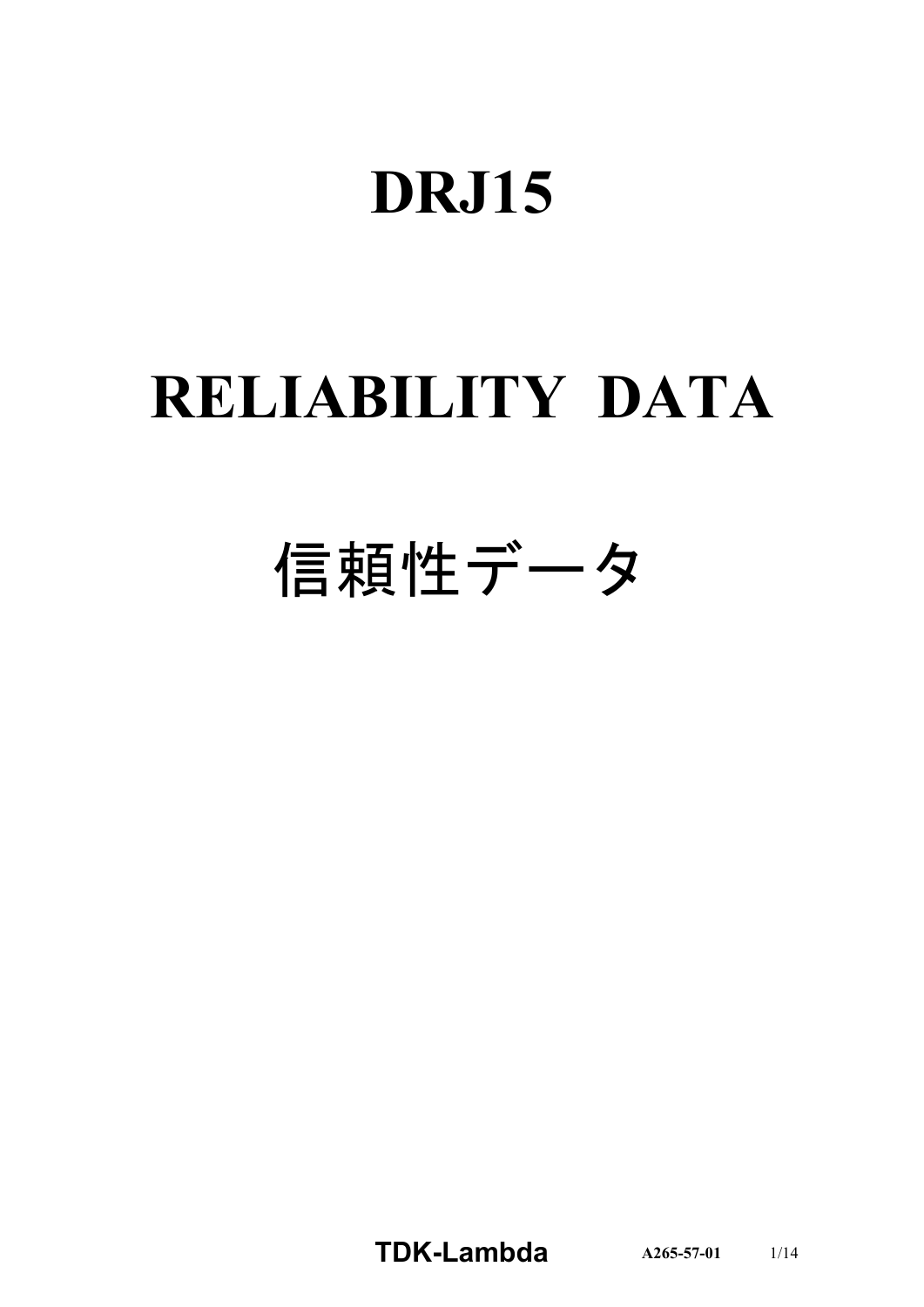# DRJ15

# RELIABILITY DATA

# 信頼性データ

**TDK-Lambda** **A265-57-01**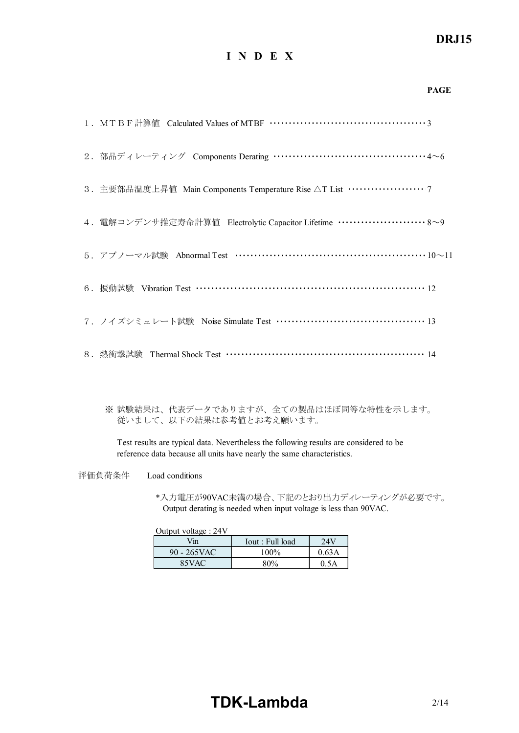# I N D E X

**PAGE**

１．ＭＴＢＦ計算値　Calculated Values of MTBF ……………………………………… 3

２．部品ディレーティング　Components Derating …………………………………… 4～6

３．主要部品温度上昇値　Main Components Temperature Rise △T List ………………… 7

４．電解コンデンサ推定寿命計算値　Electrolytic Capacitor Lifetime …………………… 8～9

５．アブノーマル試験　Abnormal Test ……………………………………………… 10～11

６．振動試験　Vibration Test ……………………………………………………… 12

７．ノイズシミュレート試験　Noise Simulate Test …………………………………… 13

８．熱衝撃試験　Thermal Shock Test ……………………………………………… 14

※ 試験結果は、代表データでありますが、全ての製品はほぼ同等な特性を示します。
従いまして、以下の結果は参考値とお考え願います。

Test results are typical data. Nevertheless the following results are considered to be reference data because all units have nearly the same characteristics.

評価負荷条件　　Load conditions

*入力電圧が90VAC未満の場合、下記のとおり出力ディレーティングが必要です。
Output derating is needed when input voltage is less than 90VAC.

Output voltage : 24V

| Vin | Iout : Full load | 24V |
|---|---|---|
| 90 - 265VAC | 100% | 0.63A |
| 85VAC | 80% | 0.5A |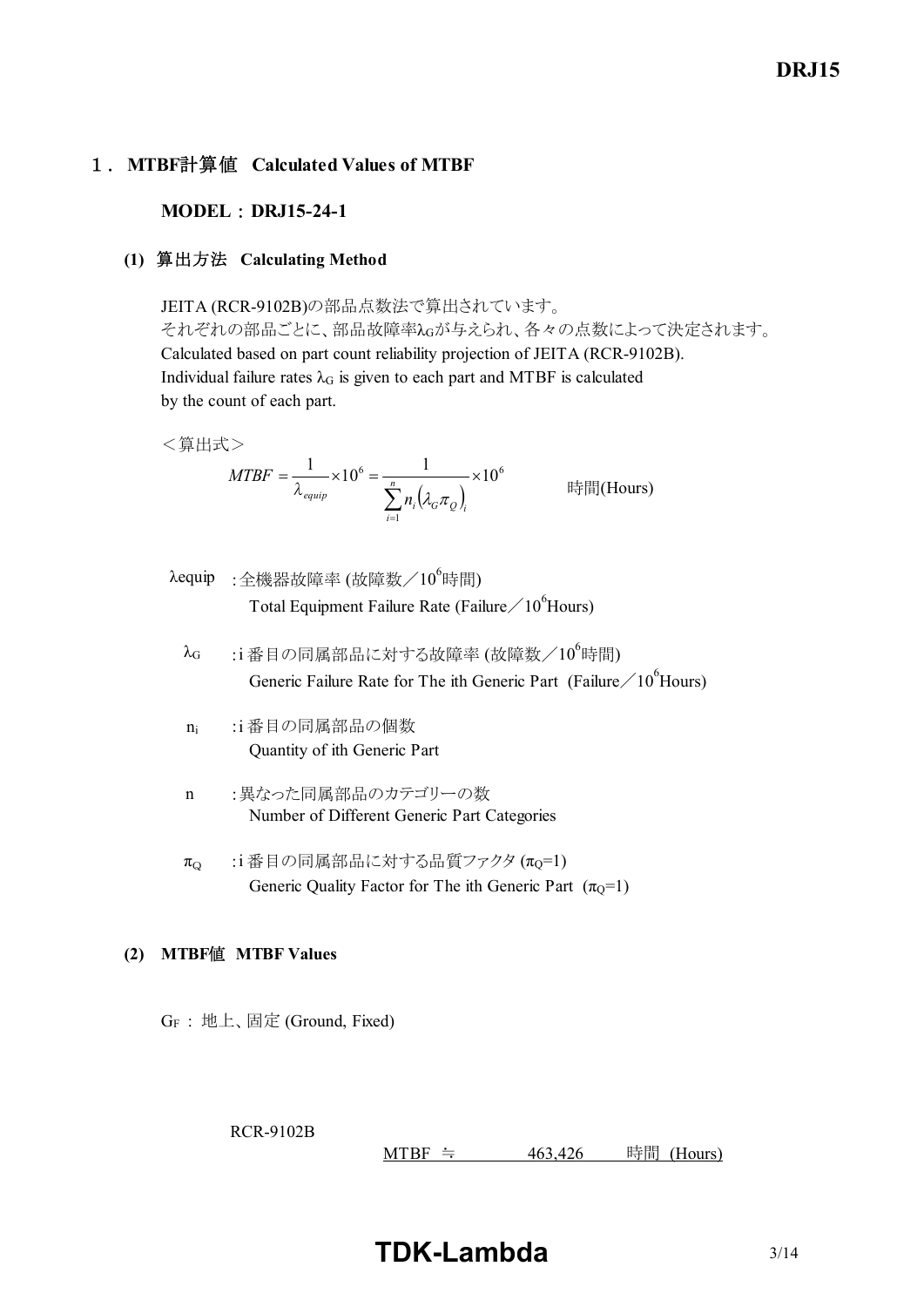## 1． MTBF計算値　Calculated Values of MTBF

### MODEL：DRJ15-24-1

#### (1) 算出方法　Calculating Method

JEITA (RCR-9102B)の部品点数法で算出されています。
それぞれの部品ごとに、部品故障率$\lambda_G$が与えられ、各々の点数によって決定されます。
Calculated based on part count reliability projection of JEITA (RCR-9102B).
Individual failure rates $\lambda_G$ is given to each part and MTBF is calculated by the count of each part.

＜算出式＞

$$MTBF = \frac{1}{\lambda_{equip}} \times 10^6 = \frac{1}{\sum_{i=1}^{n} n_i \left(\lambda_G \pi_Q\right)_i} \times 10^6 \quad \text{時間(Hours)}$$

$\lambda equip$ : 全機器故障率 (故障数／$10^6$時間)
Total Equipment Failure Rate (Failure／$10^6$Hours)

$\lambda_G$ : i 番目の同属部品に対する故障率 (故障数／$10^6$時間)
Generic Failure Rate for The ith Generic Part (Failure／$10^6$Hours)

$n_i$ : i 番目の同属部品の個数
Quantity of ith Generic Part

n : 異なった同属部品のカテゴリーの数
Number of Different Generic Part Categories

$\pi_Q$ : i 番目の同属部品に対する品質ファクタ ($\pi_Q$=1)
Generic Quality Factor for The ith Generic Part ($\pi_Q$=1)

#### (2) MTBF値　MTBF Values

$G_F$ : 地上、固定 (Ground, Fixed)

RCR-9102B

MTBF ≒ 463,426 時間 (Hours)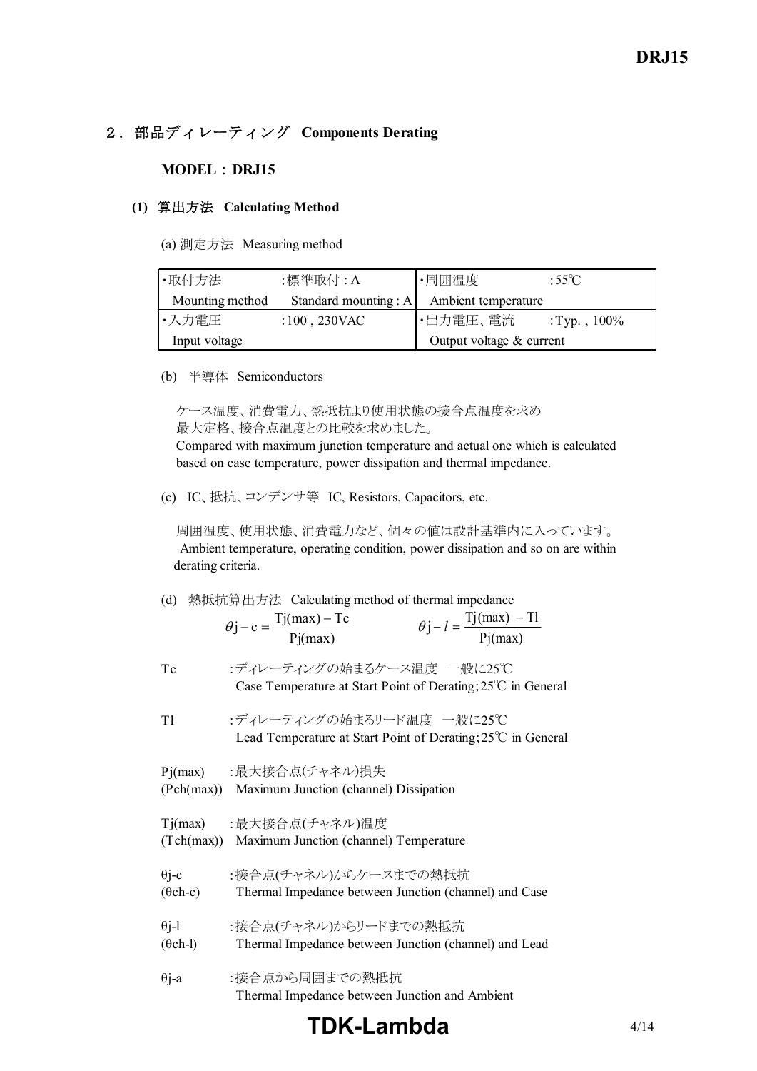## 2．部品ディレーティング　Components Derating

### MODEL：DRJ15

#### (1) 算出方法　Calculating Method

(a) 測定方法　Measuring method

| ・取付方法 Mounting method | :標準取付 : A Standard mounting : A | ・周囲温度 Ambient temperature | :55℃ |
|---|---|---|---|
| ・入力電圧 Input voltage | :100 , 230VAC | ・出力電圧、電流 Output voltage & current | :Typ. , 100% |

(b) 半導体　Semiconductors

ケース温度、消費電力、熱抵抗より使用状態の接合点温度を求め
最大定格、接合点温度との比較を求めました。
Compared with maximum junction temperature and actual one which is calculated based on case temperature, power dissipation and thermal impedance.

(c) IC、抵抗、コンデンサ等　IC, Resistors, Capacitors, etc.

周囲温度、使用状態、消費電力など、個々の値は設計基準内に入っています。
Ambient temperature, operating condition, power dissipation and so on are within derating criteria.

(d) 熱抵抗算出方法　Calculating method of thermal impedance

$$\theta j - c = \frac{Tj(max) - Tc}{Pj(max)} \qquad \theta j - l = \frac{Tj(max) - Tl}{Pj(max)}$$

Tc　　:ディレーティングの始まるケース温度　一般に25℃
Case Temperature at Start Point of Derating;25℃ in General

Tl　　:ディレーティングの始まるリード温度　一般に25℃
Lead Temperature at Start Point of Derating;25℃ in General

Pj(max)　:最大接合点(チャネル)損失
(Pch(max))　Maximum Junction (channel) Dissipation

Tj(max)　:最大接合点(チャネル)温度
(Tch(max))　Maximum Junction (channel) Temperature

θj-c　:接合点(チャネル)からケースまでの熱抵抗
(θch-c)　Thermal Impedance between Junction (channel) and Case

θj-l　:接合点(チャネル)からリードまでの熱抵抗
(θch-l)　Thermal Impedance between Junction (channel) and Lead

θj-a　:接合点から周囲までの熱抵抗
Thermal Impedance between Junction and Ambient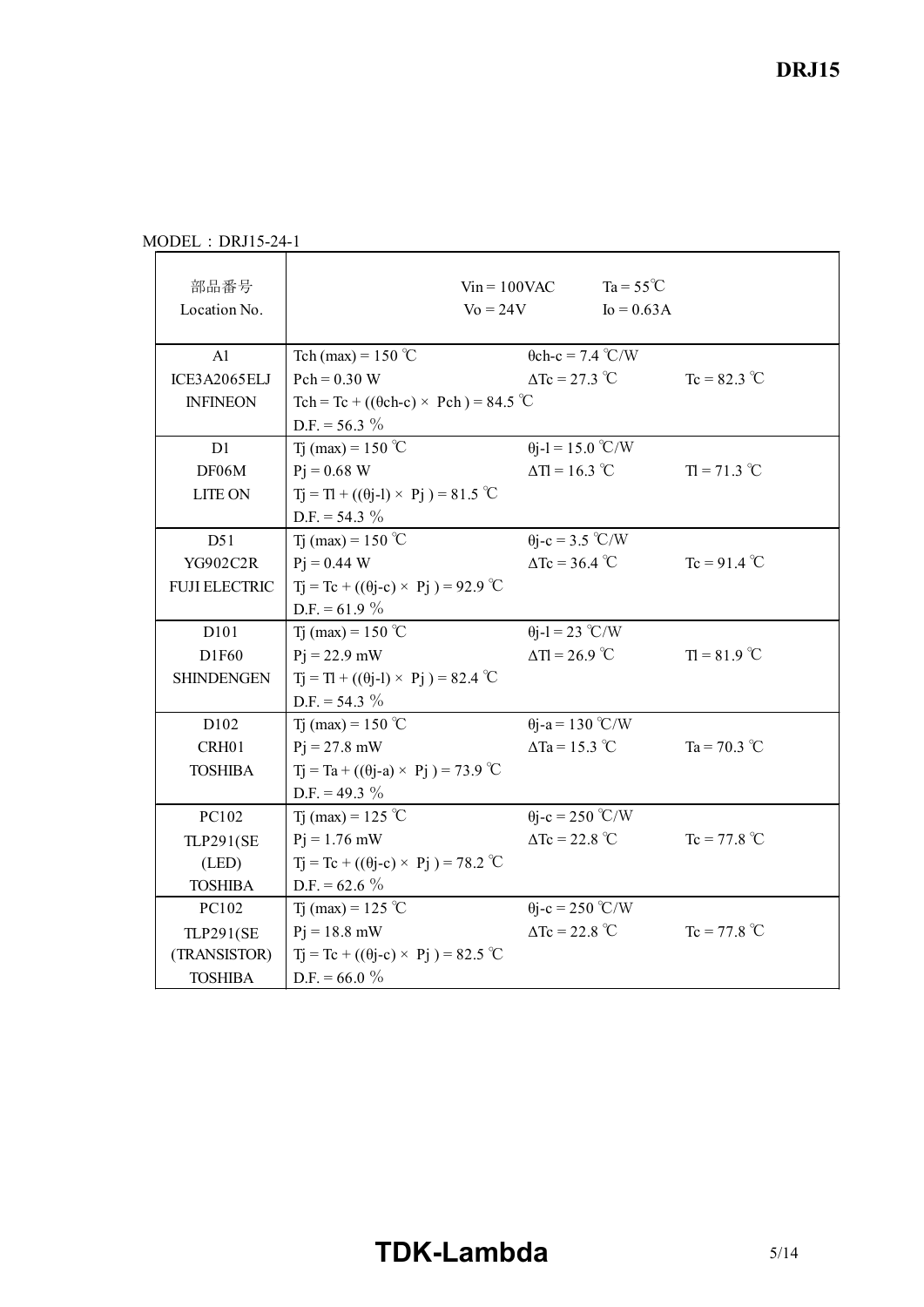MODEL：DRJ15-24-1

| 部品番号<br>Location No. | Vin = 100VAC　Ta = 55℃<br>Vo = 24V　Io = 0.63A | | |
|---|---|---|---|
| A1<br>ICE3A2065ELJ<br>INFINEON | Tch (max) = 150 ℃<br>Pch = 0.30 W<br>Tch = Tc + ((θch-c) × Pch ) = 84.5 ℃<br>D.F. = 56.3 % | θch-c = 7.4 ℃/W<br>ΔTc = 27.3 ℃ | <br>Tc = 82.3 ℃ |
| D1<br>DF06M<br>LITE ON | Tj (max) = 150 ℃<br>Pj = 0.68 W<br>Tj = Tl + ((θj-l) × Pj ) = 81.5 ℃<br>D.F. = 54.3 % | θj-l = 15.0 ℃/W<br>ΔTl = 16.3 ℃ | <br>Tl = 71.3 ℃ |
| D51<br>YG902C2R<br>FUJI ELECTRIC | Tj (max) = 150 ℃<br>Pj = 0.44 W<br>Tj = Tc + ((θj-c) × Pj ) = 92.9 ℃<br>D.F. = 61.9 % | θj-c = 3.5 ℃/W<br>ΔTc = 36.4 ℃ | <br>Tc = 91.4 ℃ |
| D101<br>D1F60<br>SHINDENGEN | Tj (max) = 150 ℃<br>Pj = 22.9 mW<br>Tj = Tl + ((θj-l) × Pj ) = 82.4 ℃<br>D.F. = 54.3 % | θj-l = 23 ℃/W<br>ΔTl = 26.9 ℃ | <br>Tl = 81.9 ℃ |
| D102<br>CRH01<br>TOSHIBA | Tj (max) = 150 ℃<br>Pj = 27.8 mW<br>Tj = Ta + ((θj-a) × Pj ) = 73.9 ℃<br>D.F. = 49.3 % | θj-a = 130 ℃/W<br>ΔTa = 15.3 ℃ | <br>Ta = 70.3 ℃ |
| PC102<br>TLP291(SE<br>(LED)<br>TOSHIBA | Tj (max) = 125 ℃<br>Pj = 1.76 mW<br>Tj = Tc + ((θj-c) × Pj ) = 78.2 ℃<br>D.F. = 62.6 % | θj-c = 250 ℃/W<br>ΔTc = 22.8 ℃ | <br>Tc = 77.8 ℃ |
| PC102<br>TLP291(SE<br>(TRANSISTOR)<br>TOSHIBA | Tj (max) = 125 ℃<br>Pj = 18.8 mW<br>Tj = Tc + ((θj-c) × Pj ) = 82.5 ℃<br>D.F. = 66.0 % | θj-c = 250 ℃/W<br>ΔTc = 22.8 ℃ | <br>Tc = 77.8 ℃ |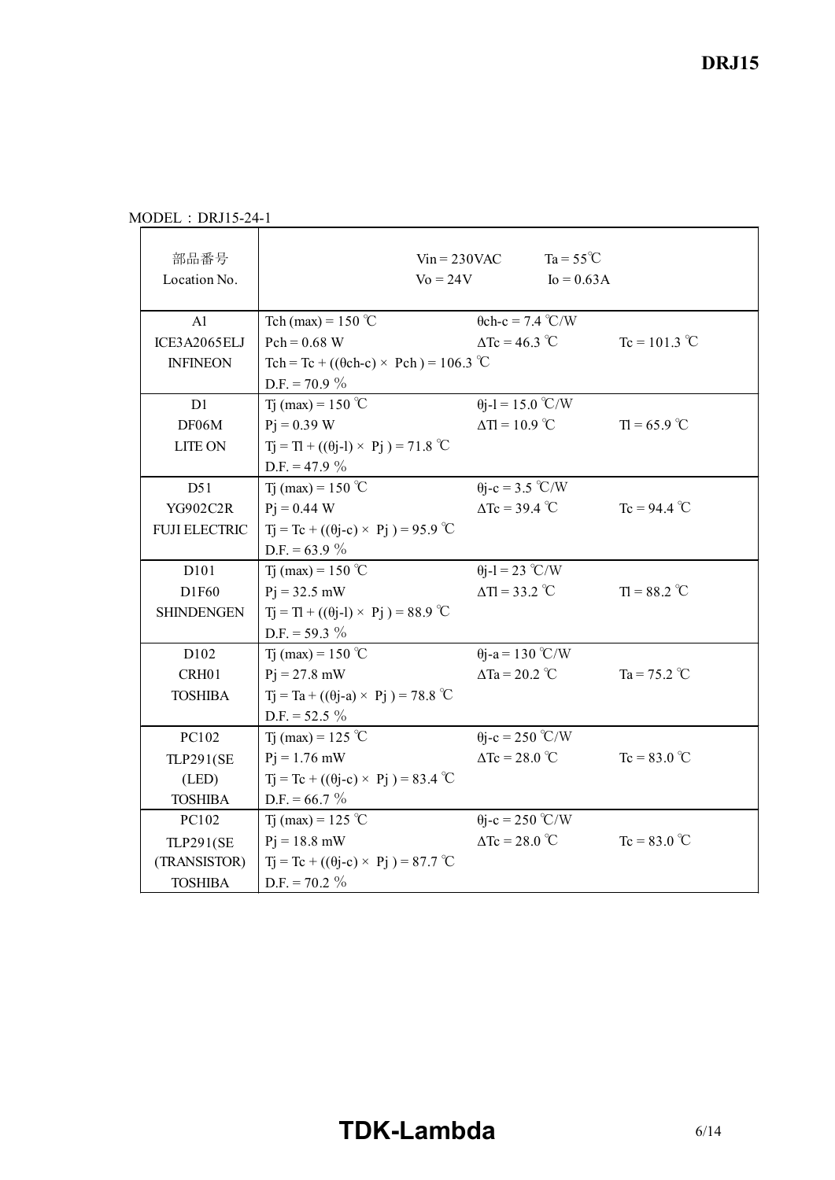MODEL：DRJ15-24-1

| 部品番号<br>Location No. | Vin = 230VAC　　Ta = 55℃<br>Vo = 24V　　Io = 0.63A | | |
|---|---|---|---|
| A1<br>ICE3A2065ELJ<br>INFINEON | Tch (max) = 150 ℃<br>Pch = 0.68 W<br>Tch = Tc + ((θch-c) × Pch ) = 106.3 ℃<br>D.F. = 70.9 % | θch-c = 7.4 ℃/W<br>ΔTc = 46.3 ℃ | <br>Tc = 101.3 ℃ |
| D1<br>DF06M<br>LITE ON | Tj (max) = 150 ℃<br>Pj = 0.39 W<br>Tj = Tl + ((θj-l) × Pj ) = 71.8 ℃<br>D.F. = 47.9 % | θj-l = 15.0 ℃/W<br>ΔTl = 10.9 ℃ | <br>Tl = 65.9 ℃ |
| D51<br>YG902C2R<br>FUJI ELECTRIC | Tj (max) = 150 ℃<br>Pj = 0.44 W<br>Tj = Tc + ((θj-c) × Pj ) = 95.9 ℃<br>D.F. = 63.9 % | θj-c = 3.5 ℃/W<br>ΔTc = 39.4 ℃ | <br>Tc = 94.4 ℃ |
| D101<br>D1F60<br>SHINDENGEN | Tj (max) = 150 ℃<br>Pj = 32.5 mW<br>Tj = Tl + ((θj-l) × Pj ) = 88.9 ℃<br>D.F. = 59.3 % | θj-l = 23 ℃/W<br>ΔTl = 33.2 ℃ | <br>Tl = 88.2 ℃ |
| D102<br>CRH01<br>TOSHIBA | Tj (max) = 150 ℃<br>Pj = 27.8 mW<br>Tj = Ta + ((θj-a) × Pj ) = 78.8 ℃<br>D.F. = 52.5 % | θj-a = 130 ℃/W<br>ΔTa = 20.2 ℃ | <br>Ta = 75.2 ℃ |
| PC102<br>TLP291(SE<br>(LED)<br>TOSHIBA | Tj (max) = 125 ℃<br>Pj = 1.76 mW<br>Tj = Tc + ((θj-c) × Pj ) = 83.4 ℃<br>D.F. = 66.7 % | θj-c = 250 ℃/W<br>ΔTc = 28.0 ℃ | <br>Tc = 83.0 ℃ |
| PC102<br>TLP291(SE<br>(TRANSISTOR)<br>TOSHIBA | Tj (max) = 125 ℃<br>Pj = 18.8 mW<br>Tj = Tc + ((θj-c) × Pj ) = 87.7 ℃<br>D.F. = 70.2 % | θj-c = 250 ℃/W<br>ΔTc = 28.0 ℃ | <br>Tc = 83.0 ℃ |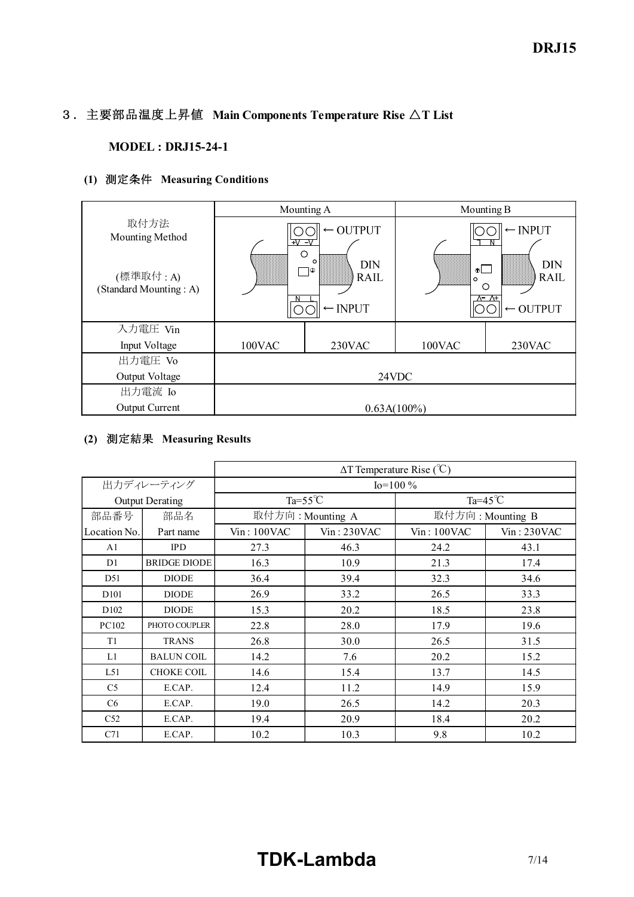## ３．主要部品温度上昇値 Main Components Temperature Rise △T List

**MODEL : DRJ15-24-1**

**(1) 測定条件 Measuring Conditions**

| | Mounting A | | Mounting B | |
|---|---|---|---|---|
| 取付方法<br>Mounting Method<br><br>(標準取付 : A)<br>(Standard Mounting : A) | ← OUTPUT (+V -V)<br>DIN RAIL<br>← INPUT (N L) | | ← INPUT (L N)<br>DIN RAIL<br>← OUTPUT (-V +V) | |
| 入力電圧 Vin<br>Input Voltage | 100VAC | 230VAC | 100VAC | 230VAC |
| 出力電圧 Vo<br>Output Voltage | 24VDC | | | |
| 出力電流 Io<br>Output Current | 0.63A(100%) | | | |

**(2) 測定結果 Measuring Results**

| | | ΔT Temperature Rise (℃) | | | |
|---|---|---|---|---|---|
| 出力ディレーティング | | Io=100 % | | | |
| Output Derating | | Ta=55℃ | | Ta=45℃ | |
| 部品番号 | 部品名 | 取付方向 : Mounting A | | 取付方向 : Mounting B | |
| Location No. | Part name | Vin : 100VAC | Vin : 230VAC | Vin : 100VAC | Vin : 230VAC |
| A1 | IPD | 27.3 | 46.3 | 24.2 | 43.1 |
| D1 | BRIDGE DIODE | 16.3 | 10.9 | 21.3 | 17.4 |
| D51 | DIODE | 36.4 | 39.4 | 32.3 | 34.6 |
| D101 | DIODE | 26.9 | 33.2 | 26.5 | 33.3 |
| D102 | DIODE | 15.3 | 20.2 | 18.5 | 23.8 |
| PC102 | PHOTO COUPLER | 22.8 | 28.0 | 17.9 | 19.6 |
| T1 | TRANS | 26.8 | 30.0 | 26.5 | 31.5 |
| L1 | BALUN COIL | 14.2 | 7.6 | 20.2 | 15.2 |
| L51 | CHOKE COIL | 14.6 | 15.4 | 13.7 | 14.5 |
| C5 | E.CAP. | 12.4 | 11.2 | 14.9 | 15.9 |
| C6 | E.CAP. | 19.0 | 26.5 | 14.2 | 20.3 |
| C52 | E.CAP. | 19.4 | 20.9 | 18.4 | 20.2 |
| C71 | E.CAP. | 10.2 | 10.3 | 9.8 | 10.2 |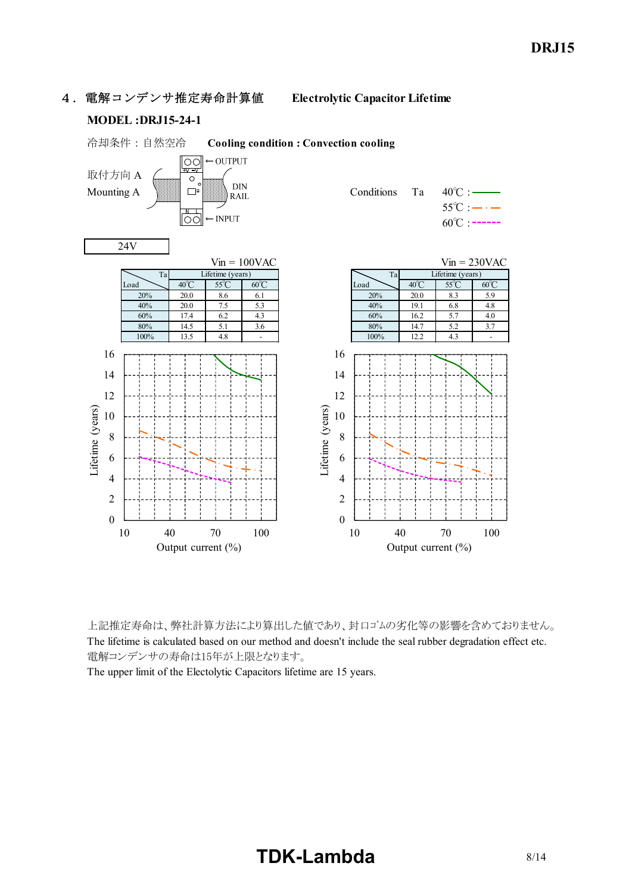## 4．電解コンデンサ推定寿命計算値　Electrolytic Capacitor Lifetime

**MODEL :DRJ15-24-1**

冷却条件：自然空冷　**Cooling condition : Convection cooling**

取付方向 A
Mounting A

Conditions　Ta　40℃ : ———　55℃ : —·—　60℃ : - - - - -

24V

Vin = 100VAC

| Load \ Ta | Lifetime (years) | | |
|---|---|---|---|
| | 40℃ | 55℃ | 60℃ |
| 20% | 20.0 | 8.6 | 6.1 |
| 40% | 20.0 | 7.5 | 5.3 |
| 60% | 17.4 | 6.2 | 4.3 |
| 80% | 14.5 | 5.1 | 3.6 |
| 100% | 13.5 | 4.8 | - |

Vin = 230VAC

| Load \ Ta | Lifetime (years) | | |
|---|---|---|---|
| | 40℃ | 55℃ | 60℃ |
| 20% | 20.0 | 8.3 | 5.9 |
| 40% | 19.1 | 6.8 | 4.8 |
| 60% | 16.2 | 5.7 | 4.0 |
| 80% | 14.7 | 5.2 | 3.7 |
| 100% | 12.2 | 4.3 | - |

Lifetime (years) vs. Output current (%)

上記推定寿命は、弊社計算方法により算出した値であり、封口ゴムの劣化等の影響を含めておりません。
The lifetime is calculated based on our method and doesn't include the seal rubber degradation effect etc.
電解コンデンサの寿命は15年が上限となります。
The upper limit of the Electolytic Capacitors lifetime are 15 years.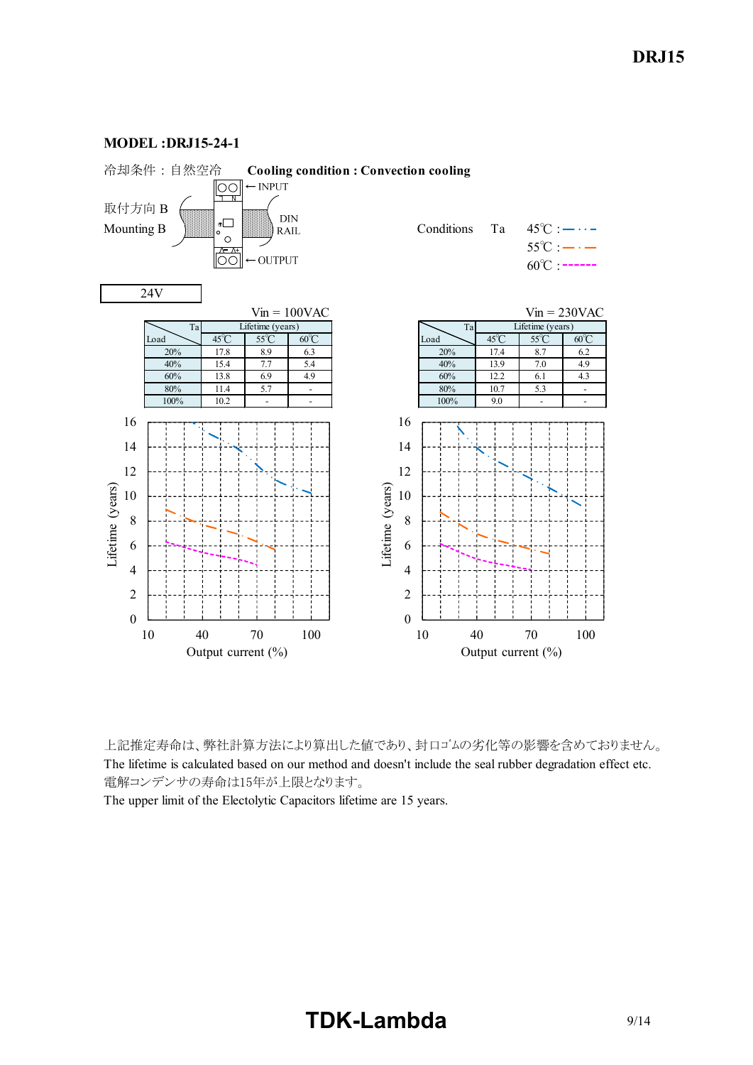**MODEL :DRJ15-24-1**

冷却条件：自然空冷　**Cooling condition : Convection cooling**

取付方向 B
Mounting B

INPUT
DIN RAIL
OUTPUT

Conditions　Ta　45℃ :
55℃ :
60℃ :

24V

Vin = 100VAC

| Load \ Ta | Lifetime (years) 45℃ | 55℃ | 60℃ |
|---|---|---|---|
| 20% | 17.8 | 8.9 | 6.3 |
| 40% | 15.4 | 7.7 | 5.4 |
| 60% | 13.8 | 6.9 | 4.9 |
| 80% | 11.4 | 5.7 | - |
| 100% | 10.2 | - | - |

Vin = 230VAC

| Load \ Ta | Lifetime (years) 45℃ | 55℃ | 60℃ |
|---|---|---|---|
| 20% | 17.4 | 8.7 | 6.2 |
| 40% | 13.9 | 7.0 | 4.9 |
| 60% | 12.2 | 6.1 | 4.3 |
| 80% | 10.7 | 5.3 | - |
| 100% | 9.0 | - | - |

上記推定寿命は、弊社計算方法により算出した値であり、封口ゴムの劣化等の影響を含めておりません。
The lifetime is calculated based on our method and doesn't include the seal rubber degradation effect etc.
電解コンデンサの寿命は15年が上限となります。
The upper limit of the Electolytic Capacitors lifetime are 15 years.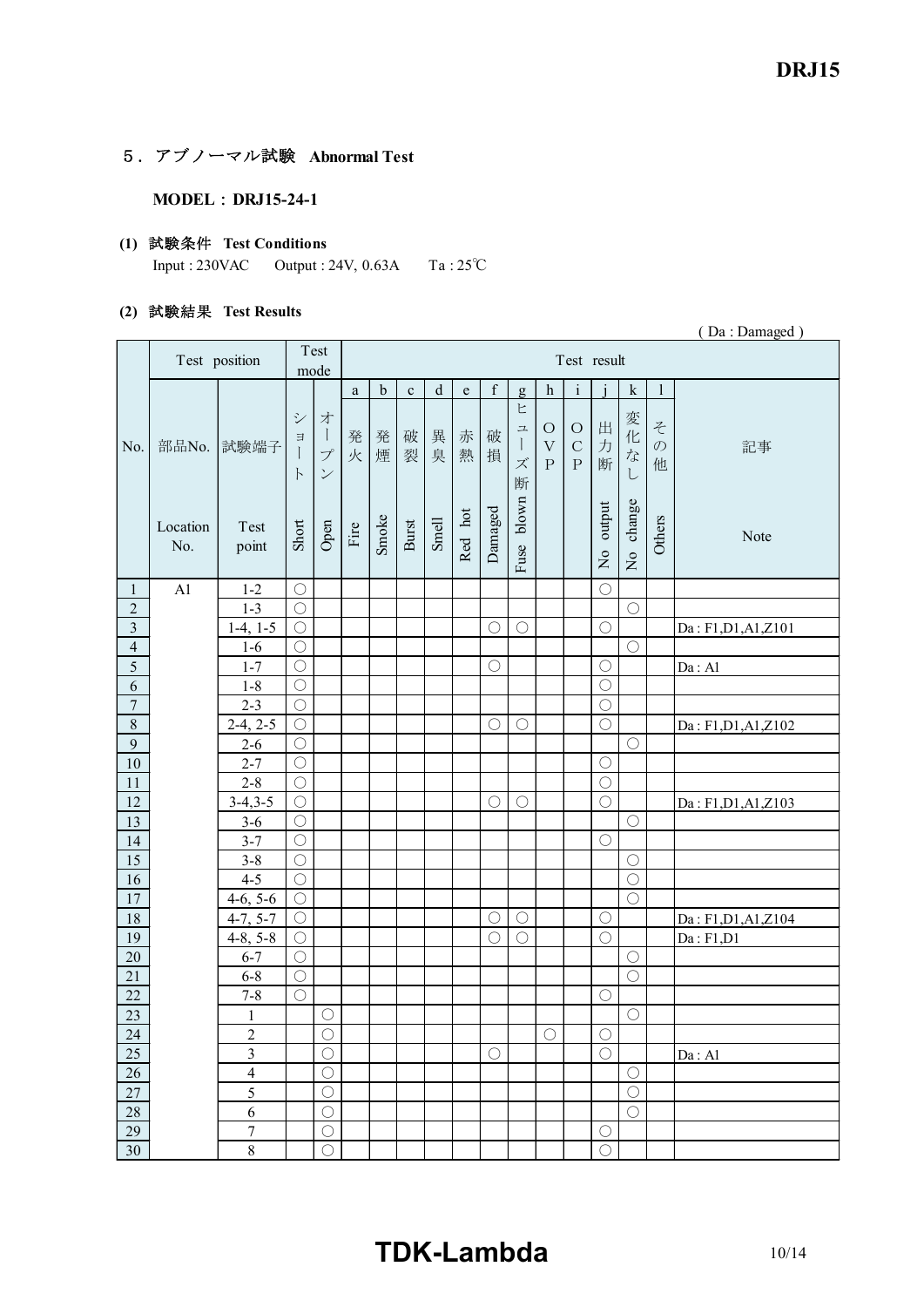## 5．アブノーマル試験　Abnormal Test

**MODEL：DRJ15-24-1**

**(1) 試験条件　Test Conditions**

Input : 230VAC　　Output : 24V, 0.63A　　Ta : 25℃

**(2) 試験結果　Test Results**

( Da : Damaged )

| No. | Test position | | Test mode | | Test result | | | | | | | | | | | | |
|---|---|---|---|---|---|---|---|---|---|---|---|---|---|---|---|---|---|
| | | | | | a | b | c | d | e | f | g | h | i | j | k | l | |
| | 部品No. Location No. | 試験端子 Test point | ショート Short | オープン Open | 発火 Fire | 発煙 Smoke | 破裂 Burst | 異臭 Smell | 赤熱 Red hot | 破損 Damaged | ヒューズ断 Fuse blown | OVP | OCP | 出力断 No output | 変化なし No change | その他 Others | 記事 Note |
| 1 | A1 | 1-2 | ○ | | | | | | | | | | | ○ | | | |
| 2 | | 1-3 | ○ | | | | | | | | | | | | ○ | | |
| 3 | | 1-4, 1-5 | ○ | | | | | | | ○ | ○ | | | ○ | | | Da : F1,D1,A1,Z101 |
| 4 | | 1-6 | ○ | | | | | | | | | | | | ○ | | |
| 5 | | 1-7 | ○ | | | | | | | ○ | | | | ○ | | | Da : A1 |
| 6 | | 1-8 | ○ | | | | | | | | | | | ○ | | | |
| 7 | | 2-3 | ○ | | | | | | | | | | | ○ | | | |
| 8 | | 2-4, 2-5 | ○ | | | | | | | ○ | ○ | | | ○ | | | Da : F1,D1,A1,Z102 |
| 9 | | 2-6 | ○ | | | | | | | | | | | | ○ | | |
| 10 | | 2-7 | ○ | | | | | | | | | | | ○ | | | |
| 11 | | 2-8 | ○ | | | | | | | | | | | ○ | | | |
| 12 | | 3-4,3-5 | ○ | | | | | | | ○ | ○ | | | ○ | | | Da : F1,D1,A1,Z103 |
| 13 | | 3-6 | ○ | | | | | | | | | | | | ○ | | |
| 14 | | 3-7 | ○ | | | | | | | | | | | ○ | | | |
| 15 | | 3-8 | ○ | | | | | | | | | | | | ○ | | |
| 16 | | 4-5 | ○ | | | | | | | | | | | | ○ | | |
| 17 | | 4-6, 5-6 | ○ | | | | | | | | | | | | ○ | | |
| 18 | | 4-7, 5-7 | ○ | | | | | | | ○ | ○ | | | ○ | | | Da : F1,D1,A1,Z104 |
| 19 | | 4-8, 5-8 | ○ | | | | | | | ○ | ○ | | | ○ | | | Da : F1,D1 |
| 20 | | 6-7 | ○ | | | | | | | | | | | | ○ | | |
| 21 | | 6-8 | ○ | | | | | | | | | | | | ○ | | |
| 22 | | 7-8 | ○ | | | | | | | | | | | ○ | | | |
| 23 | | 1 | | ○ | | | | | | | | | | | ○ | | |
| 24 | | 2 | | ○ | | | | | | | | ○ | | ○ | | | |
| 25 | | 3 | | ○ | | | | | | ○ | | | | ○ | | | Da : A1 |
| 26 | | 4 | | ○ | | | | | | | | | | | ○ | | |
| 27 | | 5 | | ○ | | | | | | | | | | | ○ | | |
| 28 | | 6 | | ○ | | | | | | | | | | | ○ | | |
| 29 | | 7 | | ○ | | | | | | | | | | ○ | | | |
| 30 | | 8 | | ○ | | | | | | | | | | ○ | | | |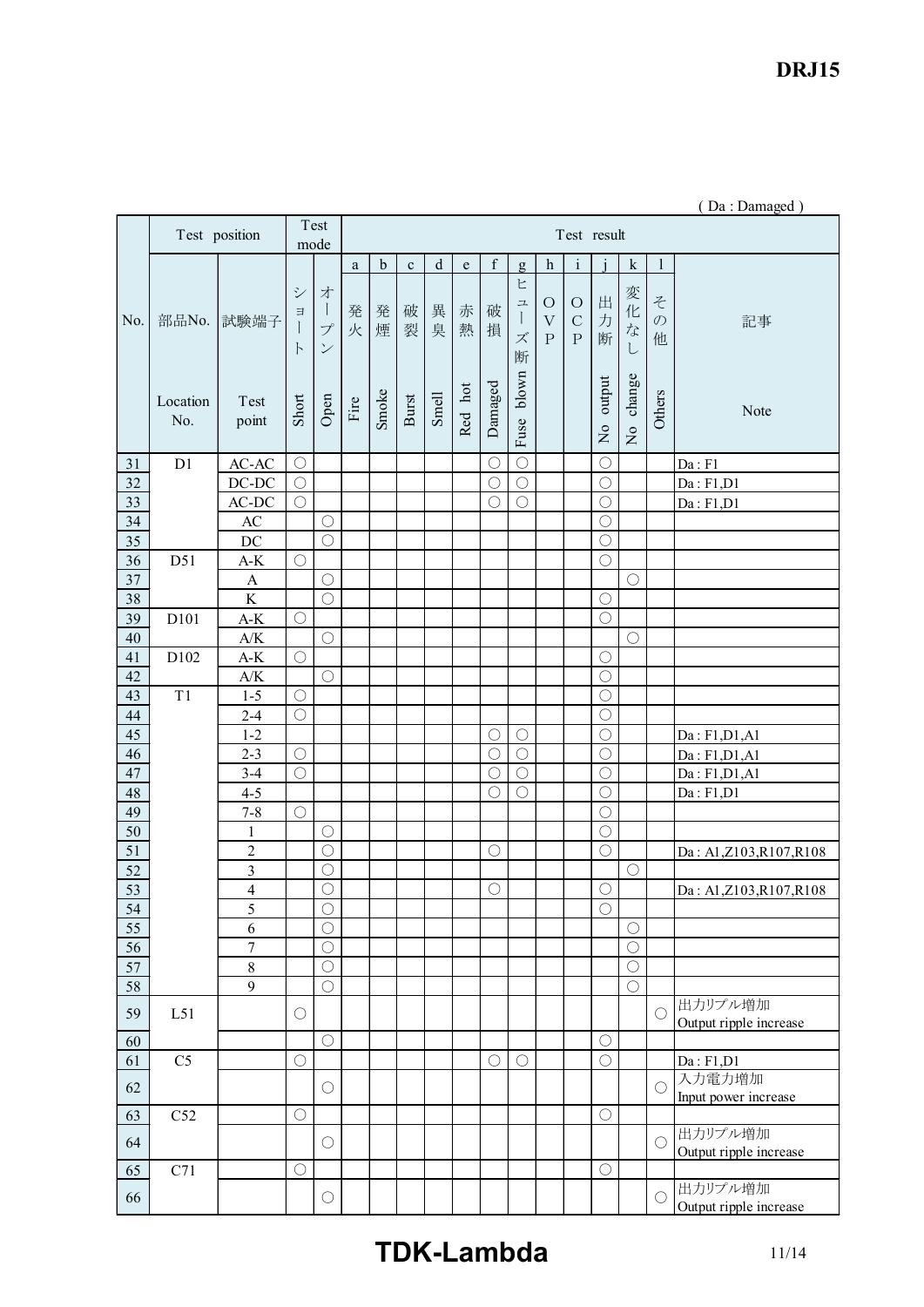**DRJ15**

( Da : Damaged )

| No. | Test position | | Test mode | | Test result | | | | | | | | | | | | |
|---|---|---|---|---|---|---|---|---|---|---|---|---|---|---|---|---|---|
| | | | | | a | b | c | d | e | f | g | h | i | j | k | l | |
| | 部品No. Location No. | 試験端子 Test point | ショート Short | オープン Open | 発火 Fire | 発煙 Smoke | 破裂 Burst | 異臭 Smell | 赤熱 Red hot | 破損 Damaged | ヒューズ断 Fuse blown | OVP | OCP | 出力断 No output | 変化なし No change | その他 Others | 記事 Note |
| 31 | D1 | AC-AC | ○ | | | | | | | ○ | ○ | | | ○ | | | Da : F1 |
| 32 | | DC-DC | ○ | | | | | | | ○ | ○ | | | ○ | | | Da : F1,D1 |
| 33 | | AC-DC | ○ | | | | | | | ○ | ○ | | | ○ | | | Da : F1,D1 |
| 34 | | AC | | ○ | | | | | | | | | | ○ | | | |
| 35 | | DC | | ○ | | | | | | | | | | ○ | | | |
| 36 | D51 | A-K | ○ | | | | | | | | | | | ○ | | | |
| 37 | | A | | ○ | | | | | | | | | | | ○ | | |
| 38 | | K | | ○ | | | | | | | | | | ○ | | | |
| 39 | D101 | A-K | ○ | | | | | | | | | | | ○ | | | |
| 40 | | A/K | | ○ | | | | | | | | | | | ○ | | |
| 41 | D102 | A-K | ○ | | | | | | | | | | | ○ | | | |
| 42 | | A/K | | ○ | | | | | | | | | | ○ | | | |
| 43 | T1 | 1-5 | ○ | | | | | | | | | | | ○ | | | |
| 44 | | 2-4 | ○ | | | | | | | | | | | ○ | | | |
| 45 | | 1-2 | | | | | | | | ○ | ○ | | | ○ | | | Da : F1,D1,A1 |
| 46 | | 2-3 | ○ | | | | | | | ○ | ○ | | | ○ | | | Da : F1,D1,A1 |
| 47 | | 3-4 | ○ | | | | | | | ○ | ○ | | | ○ | | | Da : F1,D1,A1 |
| 48 | | 4-5 | | | | | | | | ○ | ○ | | | ○ | | | Da : F1,D1 |
| 49 | | 7-8 | ○ | | | | | | | | | | | ○ | | | |
| 50 | | 1 | | ○ | | | | | | | | | | ○ | | | |
| 51 | | 2 | | ○ | | | | | | ○ | | | | ○ | | | Da : A1,Z103,R107,R108 |
| 52 | | 3 | | ○ | | | | | | | | | | | ○ | | |
| 53 | | 4 | | ○ | | | | | | ○ | | | | ○ | | | Da : A1,Z103,R107,R108 |
| 54 | | 5 | | ○ | | | | | | | | | | ○ | | | |
| 55 | | 6 | | ○ | | | | | | | | | | | ○ | | |
| 56 | | 7 | | ○ | | | | | | | | | | | ○ | | |
| 57 | | 8 | | ○ | | | | | | | | | | | ○ | | |
| 58 | | 9 | | ○ | | | | | | | | | | | ○ | | |
| 59 | L51 | | ○ | | | | | | | | | | | | | ○ | 出力リプル増加 Output ripple increase |
| 60 | | | | ○ | | | | | | | | | | ○ | | | |
| 61 | C5 | | ○ | | | | | | | ○ | ○ | | | ○ | | | Da : F1,D1 |
| 62 | | | | ○ | | | | | | | | | | | | ○ | 入力電力増加 Input power increase |
| 63 | C52 | | ○ | | | | | | | | | | | ○ | | | |
| 64 | | | | ○ | | | | | | | | | | | | ○ | 出力リプル増加 Output ripple increase |
| 65 | C71 | | ○ | | | | | | | | | | | ○ | | | |
| 66 | | | | ○ | | | | | | | | | | | | ○ | 出力リプル増加 Output ripple increase |

**TDK-Lambda**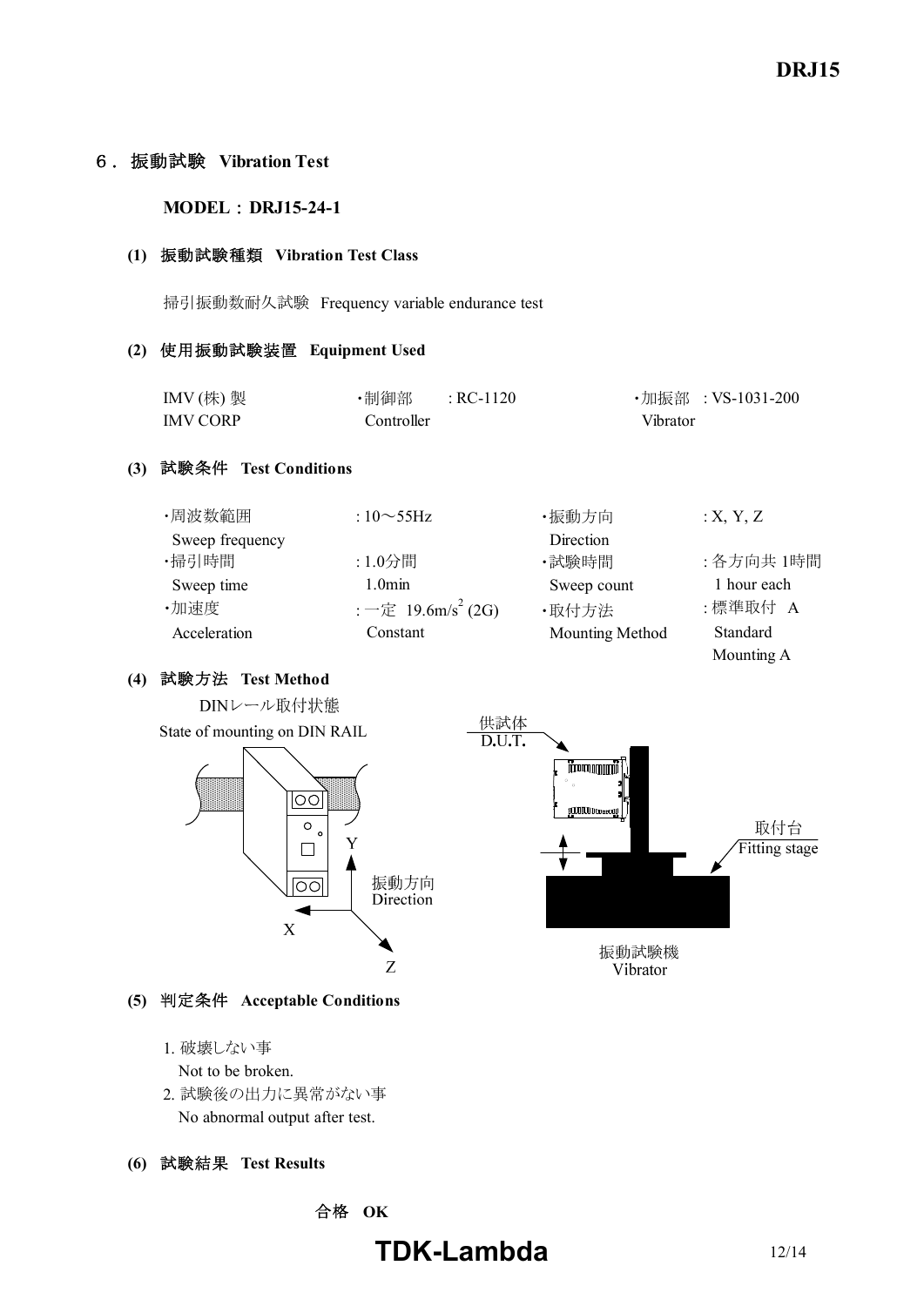## 6. 振動試験 Vibration Test

**MODEL：DRJ15-24-1**

### (1) 振動試験種類 Vibration Test Class

掃引振動数耐久試験 Frequency variable endurance test

### (2) 使用振動試験装置 Equipment Used

| IMV (株) 製<br>IMV CORP | ・制御部 : RC-1120<br>Controller | ・加振部 : VS-1031-200<br>Vibrator |
|---|---|---|

### (3) 試験条件 Test Conditions

| | | | |
|---|---|---|---|
| ・周波数範囲<br>Sweep frequency | : 10～55Hz | ・振動方向<br>Direction | : X, Y, Z |
| ・掃引時間<br>Sweep time | : 1.0分間<br>1.0min | ・試験時間<br>Sweep count | : 各方向共 1時間<br>1 hour each |
| ・加速度<br>Acceleration | : 一定 19.6m/s$^2$ (2G)<br>Constant | ・取付方法<br>Mounting Method | : 標準取付 A<br>Standard Mounting A |

### (4) 試験方法 Test Method

DINレール取付状態
State of mounting on DIN RAIL

振動方向 Direction: X, Y, Z

供試体 D.U.T.

取付台 Fitting stage

振動試験機 Vibrator

### (5) 判定条件 Acceptable Conditions

1. 破壊しない事
   Not to be broken.
2. 試験後の出力に異常がない事
   No abnormal output after test.

### (6) 試験結果 Test Results

合格 **OK**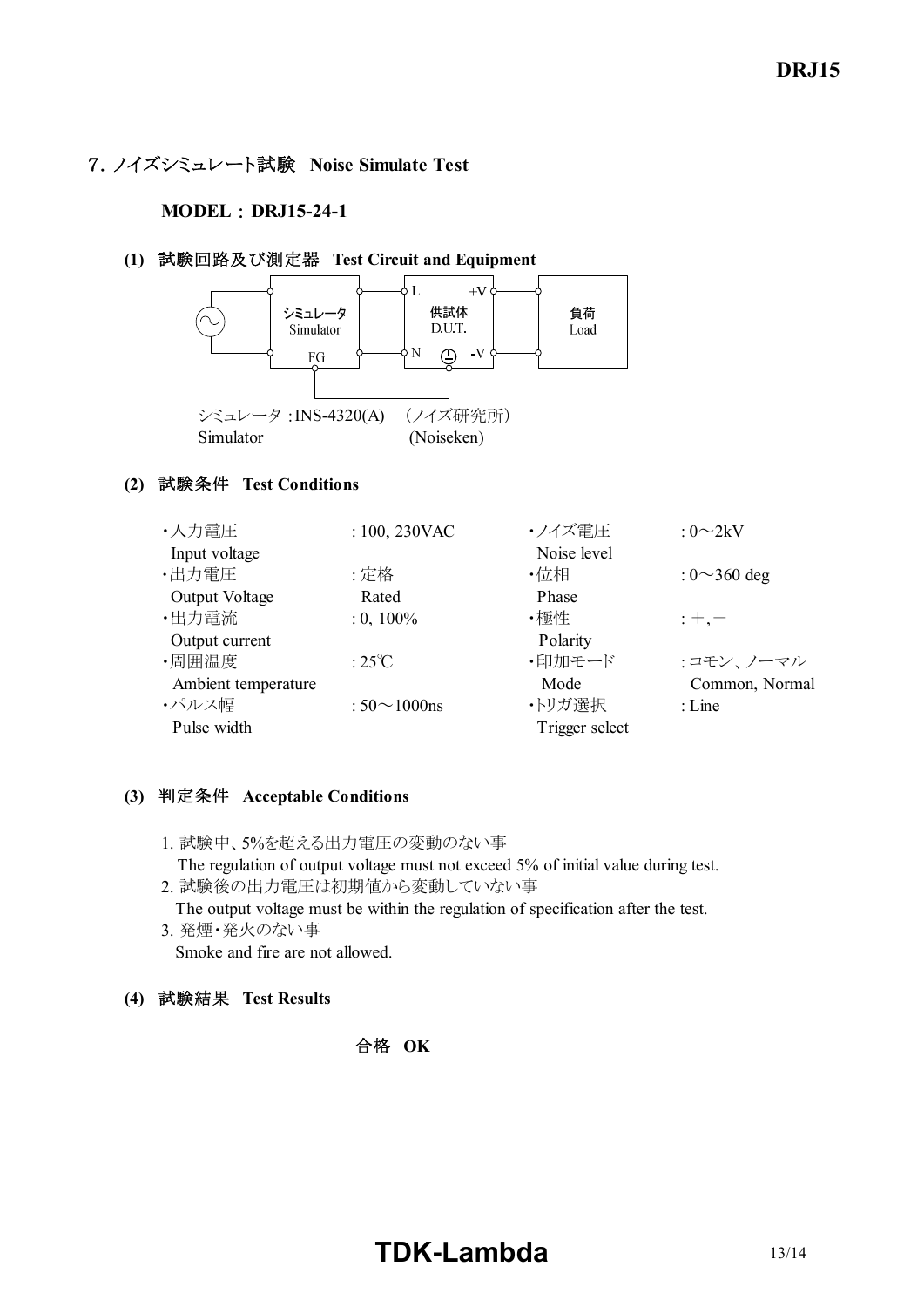## 7. ノイズシミュレート試験 Noise Simulate Test

**MODEL：DRJ15-24-1**

**(1) 試験回路及び測定器 Test Circuit and Equipment**

シミュレータ Simulator　L　N　+V　-V　FG　供試体 D.U.T.　負荷 Load

シミュレータ :INS-4320(A) （ノイズ研究所）
Simulator (Noiseken)

**(2) 試験条件 Test Conditions**

| | | | |
|---|---|---|---|
| ・入力電圧 Input voltage | : 100, 230VAC | ・ノイズ電圧 Noise level | : 0～2kV |
| ・出力電圧 Output Voltage | : 定格 Rated | ・位相 Phase | : 0～360 deg |
| ・出力電流 Output current | : 0, 100% | ・極性 Polarity | : ＋, － |
| ・周囲温度 Ambient temperature | : 25℃ | ・印加モード Mode | : コモン、ノーマル Common, Normal |
| ・パルス幅 Pulse width | : 50～1000ns | ・トリガ選択 Trigger select | : Line |

**(3) 判定条件 Acceptable Conditions**

1. 試験中、5%を超える出力電圧の変動のない事
   The regulation of output voltage must not exceed 5% of initial value during test.
2. 試験後の出力電圧は初期値から変動していない事
   The output voltage must be within the regulation of specification after the test.
3. 発煙・発火のない事
   Smoke and fire are not allowed.

**(4) 試験結果 Test Results**

**合格 OK**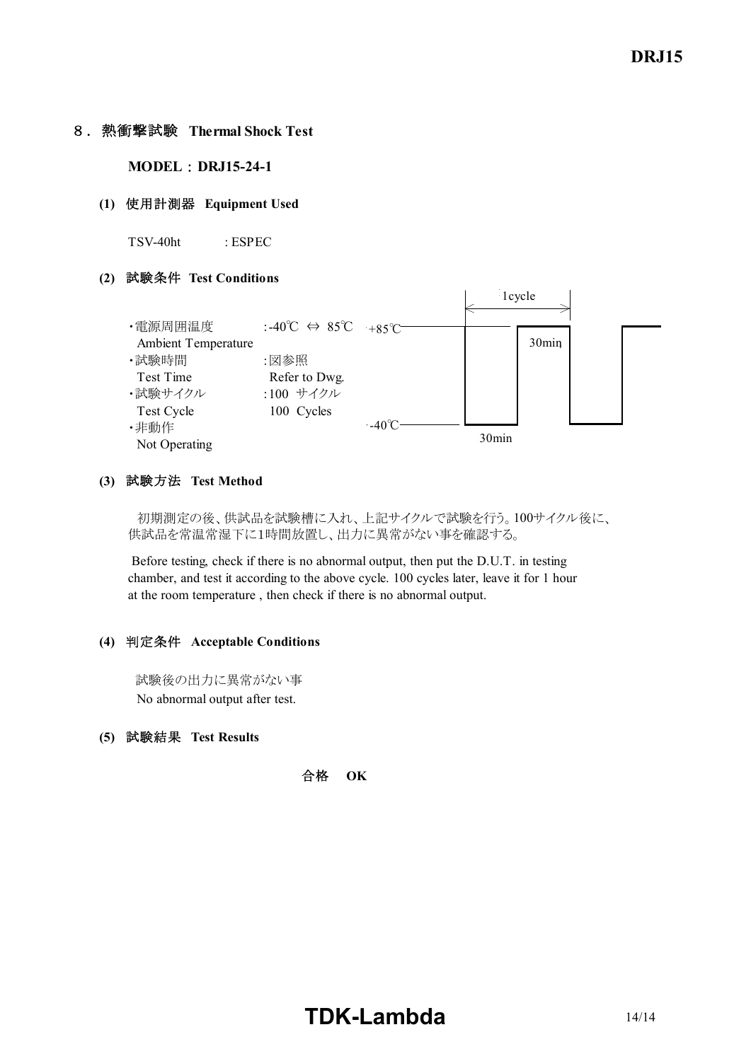## 8. 熱衝撃試験　Thermal Shock Test

**MODEL：DRJ15-24-1**

**(1) 使用計測器　Equipment Used**

TSV-40ht　　: ESPEC

**(2) 試験条件　Test Conditions**

- 電源周囲温度　　:-40℃ ⇔ 85℃
  Ambient Temperature
- 試験時間　　:図参照
  Test Time　　Refer to Dwg.
- 試験サイクル　　:100 サイクル
  Test Cycle　　100 Cycles
- 非動作
  Not Operating

1cycle

+85℃

-40℃

30min

30min

**(3) 試験方法　Test Method**

初期測定の後、供試品を試験槽に入れ、上記サイクルで試験を行う。100サイクル後に、供試品を常温常湿下に1時間放置し、出力に異常がない事を確認する。

Before testing, check if there is no abnormal output, then put the D.U.T. in testing chamber, and test it according to the above cycle. 100 cycles later, leave it for 1 hour at the room temperature , then check if there is no abnormal output.

**(4) 判定条件　Acceptable Conditions**

試験後の出力に異常がない事
No abnormal output after test.

**(5) 試験結果　Test Results**

合格　**OK**